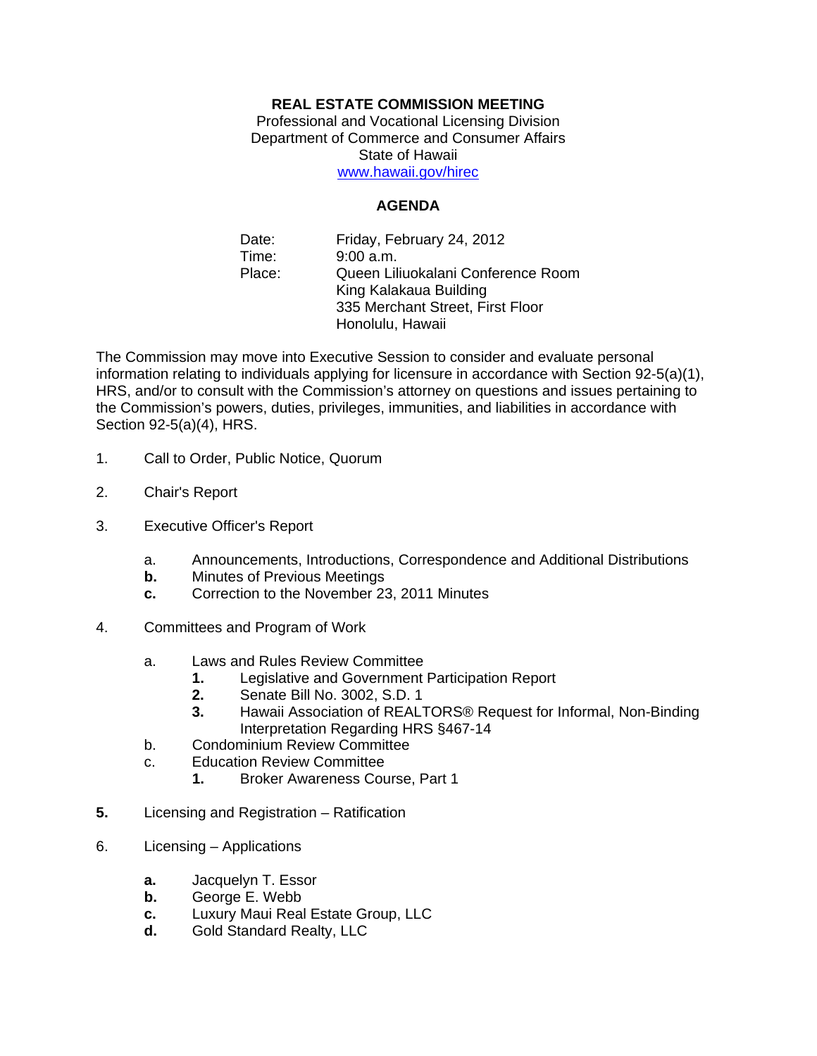**REAL ESTATE COMMISSION MEETING**

Professional and Vocational Licensing Division
Department of Commerce and Consumer Affairs
State of Hawaii
www.hawaii.gov/hirec

**AGENDA**

Date: Friday, February 24, 2012
Time: 9:00 a.m.
Place: Queen Liliuokalani Conference Room
King Kalakaua Building
335 Merchant Street, First Floor
Honolulu, Hawaii

The Commission may move into Executive Session to consider and evaluate personal information relating to individuals applying for licensure in accordance with Section 92-5(a)(1), HRS, and/or to consult with the Commission's attorney on questions and issues pertaining to the Commission's powers, duties, privileges, immunities, and liabilities in accordance with Section 92-5(a)(4), HRS.

1. Call to Order, Public Notice, Quorum

2. Chair's Report

3. Executive Officer's Report

   a. Announcements, Introductions, Correspondence and Additional Distributions
   **b.** Minutes of Previous Meetings
   **c.** Correction to the November 23, 2011 Minutes

4. Committees and Program of Work

   a. Laws and Rules Review Committee
      **1.** Legislative and Government Participation Report
      **2.** Senate Bill No. 3002, S.D. 1
      **3.** Hawaii Association of REALTORS® Request for Informal, Non-Binding Interpretation Regarding HRS §467-14
   b. Condominium Review Committee
   c. Education Review Committee
      **1.** Broker Awareness Course, Part 1

**5.** Licensing and Registration – Ratification

6. Licensing – Applications

   **a.** Jacquelyn T. Essor
   **b.** George E. Webb
   **c.** Luxury Maui Real Estate Group, LLC
   **d.** Gold Standard Realty, LLC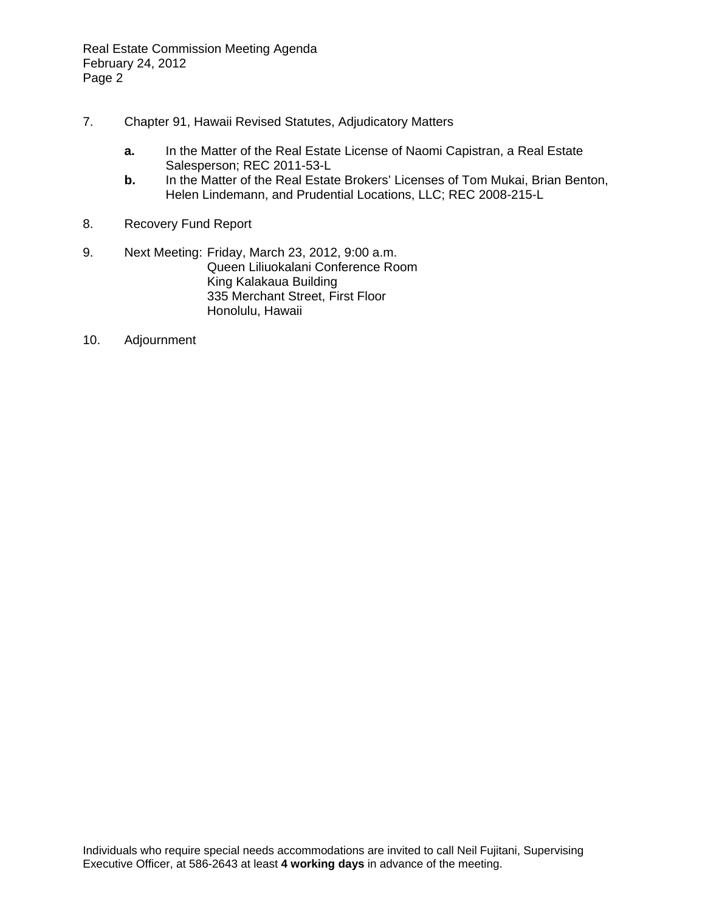7. Chapter 91, Hawaii Revised Statutes, Adjudicatory Matters

   **a.** In the Matter of the Real Estate License of Naomi Capistran, a Real Estate Salesperson; REC 2011-53-L

   **b.** In the Matter of the Real Estate Brokers' Licenses of Tom Mukai, Brian Benton, Helen Lindemann, and Prudential Locations, LLC; REC 2008-215-L

8. Recovery Fund Report

9. Next Meeting: Friday, March 23, 2012, 9:00 a.m.
   Queen Liliuokalani Conference Room
   King Kalakaua Building
   335 Merchant Street, First Floor
   Honolulu, Hawaii

10. Adjournment

Individuals who require special needs accommodations are invited to call Neil Fujitani, Supervising Executive Officer, at 586-2643 at least **4 working days** in advance of the meeting.